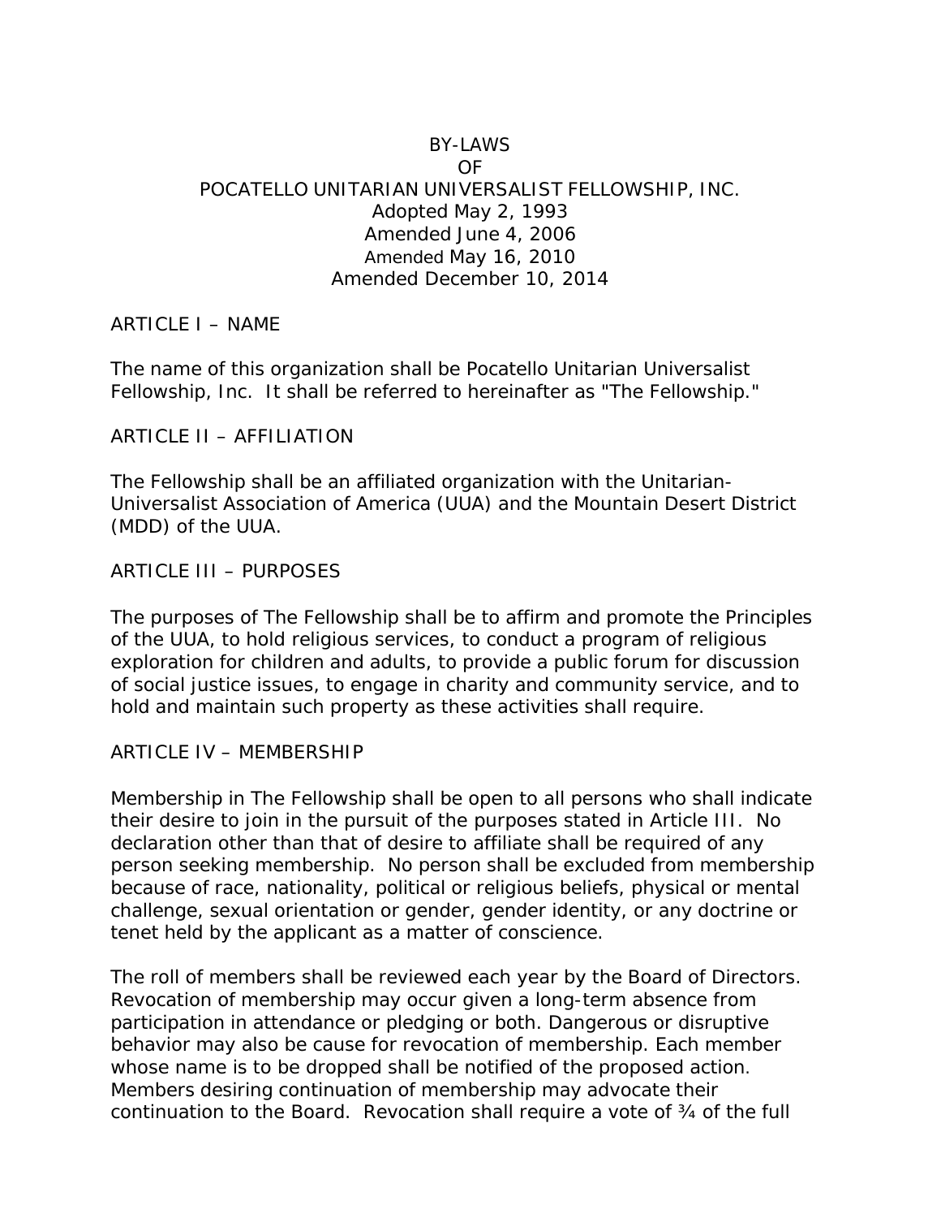# BY-LAWS
# OF
# POCATELLO UNITARIAN UNIVERSALIST FELLOWSHIP, INC.

Adopted May 2, 1993
Amended June 4, 2006
Amended May 16, 2010
Amended December 10, 2014

## ARTICLE I – NAME

The name of this organization shall be Pocatello Unitarian Universalist Fellowship, Inc. It shall be referred to hereinafter as "The Fellowship."

## ARTICLE II – AFFILIATION

The Fellowship shall be an affiliated organization with the Unitarian-Universalist Association of America (UUA) and the Mountain Desert District (MDD) of the UUA.

## ARTICLE III – PURPOSES

The purposes of The Fellowship shall be to affirm and promote the Principles of the UUA, to hold religious services, to conduct a program of religious exploration for children and adults, to provide a public forum for discussion of social justice issues, to engage in charity and community service, and to hold and maintain such property as these activities shall require.

## ARTICLE IV – MEMBERSHIP

Membership in The Fellowship shall be open to all persons who shall indicate their desire to join in the pursuit of the purposes stated in Article III. No declaration other than that of desire to affiliate shall be required of any person seeking membership. No person shall be excluded from membership because of race, nationality, political or religious beliefs, physical or mental challenge, sexual orientation or gender, gender identity, or any doctrine or tenet held by the applicant as a matter of conscience.

The roll of members shall be reviewed each year by the Board of Directors. Revocation of membership may occur given a long-term absence from participation in attendance or pledging or both. Dangerous or disruptive behavior may also be cause for revocation of membership. Each member whose name is to be dropped shall be notified of the proposed action. Members desiring continuation of membership may advocate their continuation to the Board. Revocation shall require a vote of ¾ of the full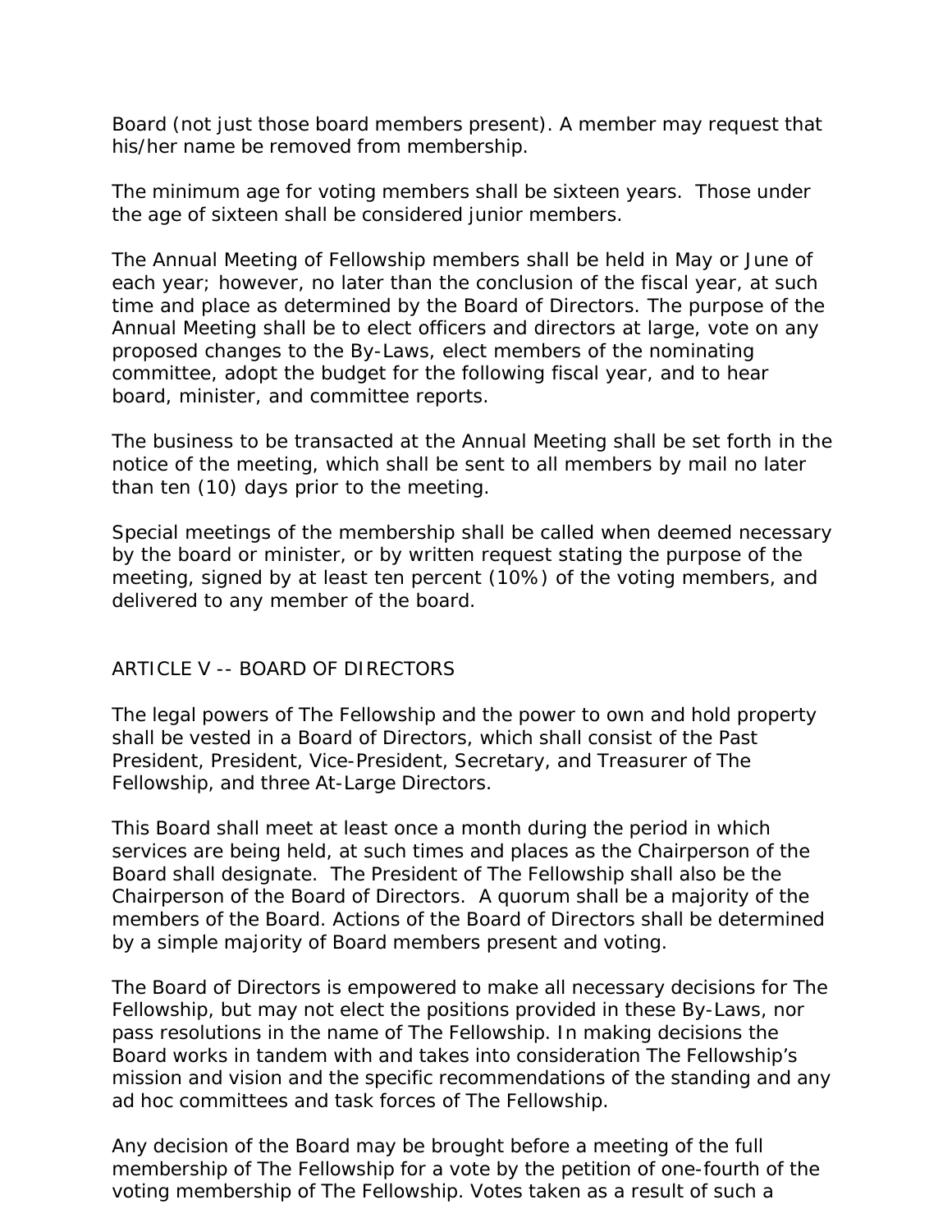Board (not just those board members present). A member may request that his/her name be removed from membership.

The minimum age for voting members shall be sixteen years. Those under the age of sixteen shall be considered junior members.

The Annual Meeting of Fellowship members shall be held in May or June of each year; however, no later than the conclusion of the fiscal year, at such time and place as determined by the Board of Directors. The purpose of the Annual Meeting shall be to elect officers and directors at large, vote on any proposed changes to the By-Laws, elect members of the nominating committee, adopt the budget for the following fiscal year, and to hear board, minister, and committee reports.

The business to be transacted at the Annual Meeting shall be set forth in the notice of the meeting, which shall be sent to all members by mail no later than ten (10) days prior to the meeting.

Special meetings of the membership shall be called when deemed necessary by the board or minister, or by written request stating the purpose of the meeting, signed by at least ten percent (10%) of the voting members, and delivered to any member of the board.

## ARTICLE V -- BOARD OF DIRECTORS

The legal powers of The Fellowship and the power to own and hold property shall be vested in a Board of Directors, which shall consist of the Past President, President, Vice-President, Secretary, and Treasurer of The Fellowship, and three At-Large Directors.

This Board shall meet at least once a month during the period in which services are being held, at such times and places as the Chairperson of the Board shall designate. The President of The Fellowship shall also be the Chairperson of the Board of Directors. A quorum shall be a majority of the members of the Board. Actions of the Board of Directors shall be determined by a simple majority of Board members present and voting.

The Board of Directors is empowered to make all necessary decisions for The Fellowship, but may not elect the positions provided in these By-Laws, nor pass resolutions in the name of The Fellowship. In making decisions the Board works in tandem with and takes into consideration The Fellowship's mission and vision and the specific recommendations of the standing and any ad hoc committees and task forces of The Fellowship.

Any decision of the Board may be brought before a meeting of the full membership of The Fellowship for a vote by the petition of one-fourth of the voting membership of The Fellowship. Votes taken as a result of such a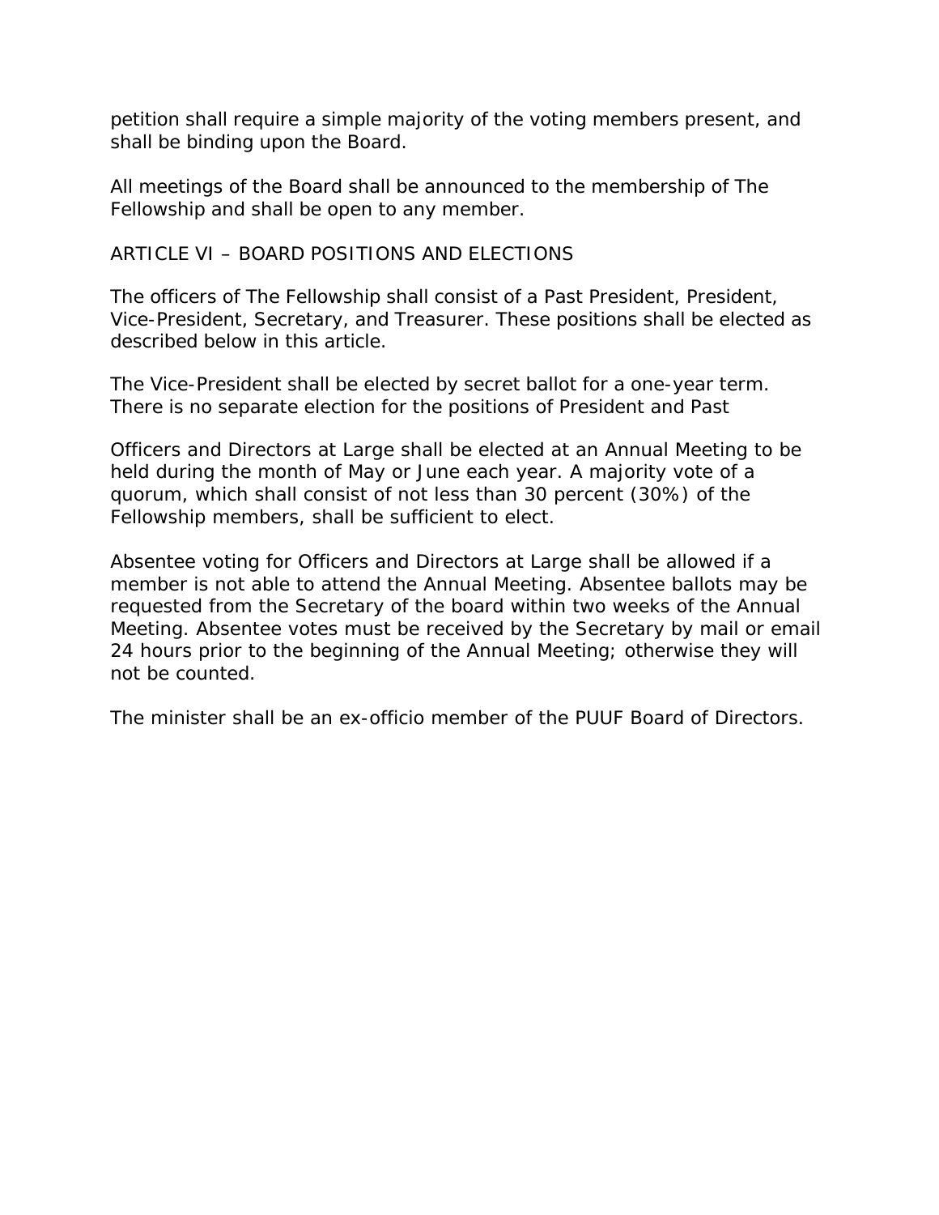petition shall require a simple majority of the voting members present, and shall be binding upon the Board.

All meetings of the Board shall be announced to the membership of The Fellowship and shall be open to any member.

## ARTICLE VI – BOARD POSITIONS AND ELECTIONS

The officers of The Fellowship shall consist of a Past President, President, Vice-President, Secretary, and Treasurer. These positions shall be elected as described below in this article.

The Vice-President shall be elected by secret ballot for a one-year term. There is no separate election for the positions of President and Past

Officers and Directors at Large shall be elected at an Annual Meeting to be held during the month of May or June each year. A majority vote of a quorum, which shall consist of not less than 30 percent (30%) of the Fellowship members, shall be sufficient to elect.

Absentee voting for Officers and Directors at Large shall be allowed if a member is not able to attend the Annual Meeting. Absentee ballots may be requested from the Secretary of the board within two weeks of the Annual Meeting. Absentee votes must be received by the Secretary by mail or email 24 hours prior to the beginning of the Annual Meeting; otherwise they will not be counted.

The minister shall be an ex-officio member of the PUUF Board of Directors.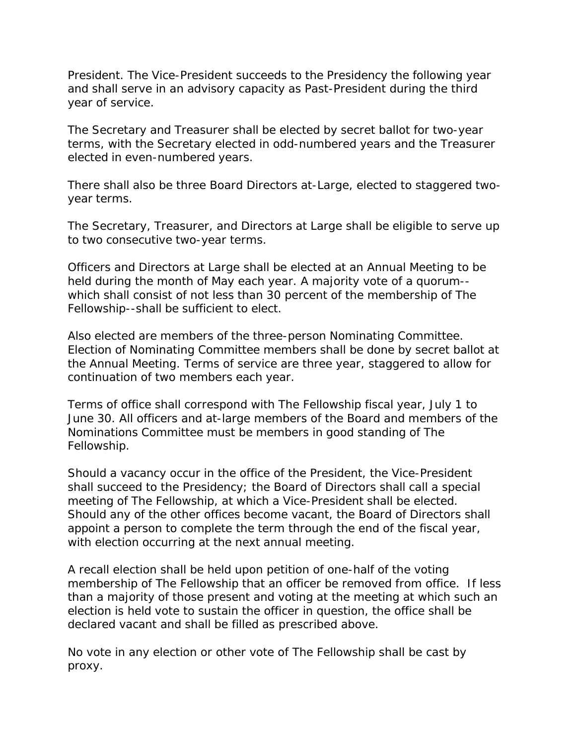President. The Vice-President succeeds to the Presidency the following year and shall serve in an advisory capacity as Past-President during the third year of service.

The Secretary and Treasurer shall be elected by secret ballot for two-year terms, with the Secretary elected in odd-numbered years and the Treasurer elected in even-numbered years.

There shall also be three Board Directors at-Large, elected to staggered two-year terms.

The Secretary, Treasurer, and Directors at Large shall be eligible to serve up to two consecutive two-year terms.

Officers and Directors at Large shall be elected at an Annual Meeting to be held during the month of May each year. A majority vote of a quorum--which shall consist of not less than 30 percent of the membership of The Fellowship--shall be sufficient to elect.

Also elected are members of the three-person Nominating Committee. Election of Nominating Committee members shall be done by secret ballot at the Annual Meeting. Terms of service are three year, staggered to allow for continuation of two members each year.

Terms of office shall correspond with The Fellowship fiscal year, July 1 to June 30. All officers and at-large members of the Board and members of the Nominations Committee must be members in good standing of The Fellowship.

Should a vacancy occur in the office of the President, the Vice-President shall succeed to the Presidency; the Board of Directors shall call a special meeting of The Fellowship, at which a Vice-President shall be elected. Should any of the other offices become vacant, the Board of Directors shall appoint a person to complete the term through the end of the fiscal year, with election occurring at the next annual meeting.

A recall election shall be held upon petition of one-half of the voting membership of The Fellowship that an officer be removed from office. If less than a majority of those present and voting at the meeting at which such an election is held vote to sustain the officer in question, the office shall be declared vacant and shall be filled as prescribed above.

No vote in any election or other vote of The Fellowship shall be cast by proxy.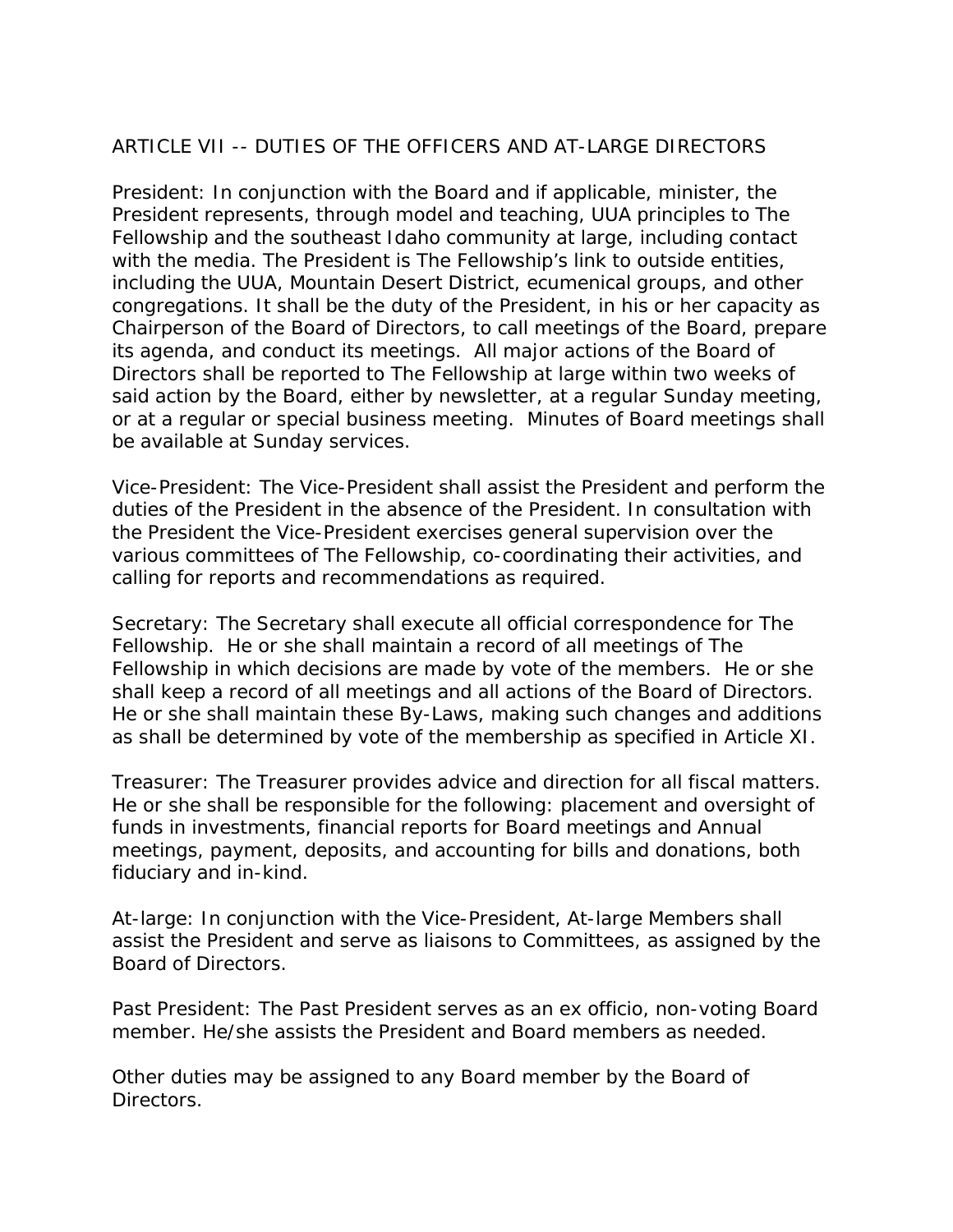## ARTICLE VII -- DUTIES OF THE OFFICERS AND AT-LARGE DIRECTORS

President: In conjunction with the Board and if applicable, minister, the President represents, through model and teaching, UUA principles to The Fellowship and the southeast Idaho community at large, including contact with the media. The President is The Fellowship's link to outside entities, including the UUA, Mountain Desert District, ecumenical groups, and other congregations. It shall be the duty of the President, in his or her capacity as Chairperson of the Board of Directors, to call meetings of the Board, prepare its agenda, and conduct its meetings. All major actions of the Board of Directors shall be reported to The Fellowship at large within two weeks of said action by the Board, either by newsletter, at a regular Sunday meeting, or at a regular or special business meeting. Minutes of Board meetings shall be available at Sunday services.

Vice-President: The Vice-President shall assist the President and perform the duties of the President in the absence of the President. In consultation with the President the Vice-President exercises general supervision over the various committees of The Fellowship, co-coordinating their activities, and calling for reports and recommendations as required.

Secretary: The Secretary shall execute all official correspondence for The Fellowship. He or she shall maintain a record of all meetings of The Fellowship in which decisions are made by vote of the members. He or she shall keep a record of all meetings and all actions of the Board of Directors. He or she shall maintain these By-Laws, making such changes and additions as shall be determined by vote of the membership as specified in Article XI.

Treasurer: The Treasurer provides advice and direction for all fiscal matters. He or she shall be responsible for the following: placement and oversight of funds in investments, financial reports for Board meetings and Annual meetings, payment, deposits, and accounting for bills and donations, both fiduciary and in-kind.

At-large: In conjunction with the Vice-President, At-large Members shall assist the President and serve as liaisons to Committees, as assigned by the Board of Directors.

Past President: The Past President serves as an ex officio, non-voting Board member. He/she assists the President and Board members as needed.

Other duties may be assigned to any Board member by the Board of Directors.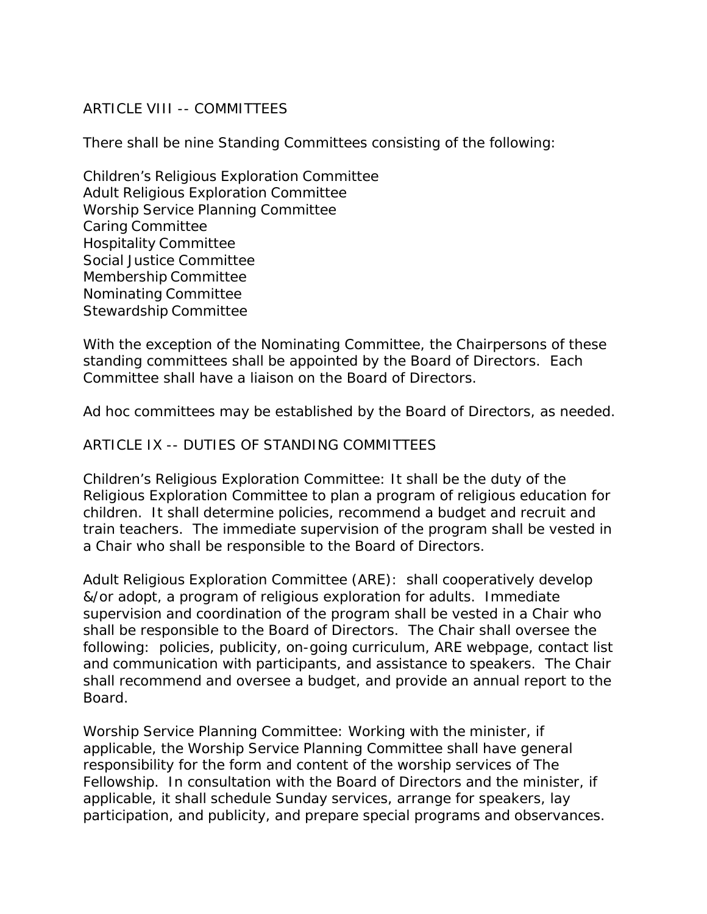## ARTICLE VIII -- COMMITTEES

There shall be nine Standing Committees consisting of the following:

Children's Religious Exploration Committee
Adult Religious Exploration Committee
Worship Service Planning Committee
Caring Committee
Hospitality Committee
Social Justice Committee
Membership Committee
Nominating Committee
Stewardship Committee

With the exception of the Nominating Committee, the Chairpersons of these standing committees shall be appointed by the Board of Directors. Each Committee shall have a liaison on the Board of Directors.

Ad hoc committees may be established by the Board of Directors, as needed.

## ARTICLE IX -- DUTIES OF STANDING COMMITTEES

Children's Religious Exploration Committee: It shall be the duty of the Religious Exploration Committee to plan a program of religious education for children. It shall determine policies, recommend a budget and recruit and train teachers. The immediate supervision of the program shall be vested in a Chair who shall be responsible to the Board of Directors.

Adult Religious Exploration Committee (ARE): shall cooperatively develop &/or adopt, a program of religious exploration for adults. Immediate supervision and coordination of the program shall be vested in a Chair who shall be responsible to the Board of Directors. The Chair shall oversee the following: policies, publicity, on-going curriculum, ARE webpage, contact list and communication with participants, and assistance to speakers. The Chair shall recommend and oversee a budget, and provide an annual report to the Board.

Worship Service Planning Committee: Working with the minister, if applicable, the Worship Service Planning Committee shall have general responsibility for the form and content of the worship services of The Fellowship. In consultation with the Board of Directors and the minister, if applicable, it shall schedule Sunday services, arrange for speakers, lay participation, and publicity, and prepare special programs and observances.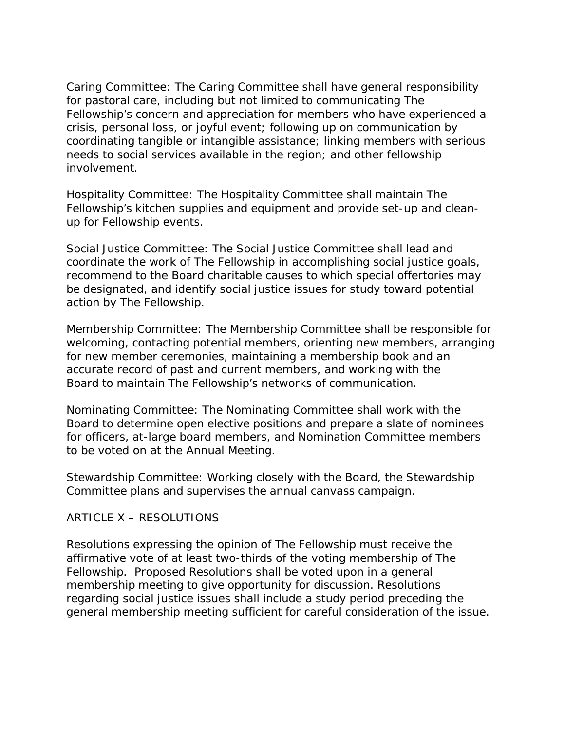Caring Committee: The Caring Committee shall have general responsibility for pastoral care, including but not limited to communicating The Fellowship's concern and appreciation for members who have experienced a crisis, personal loss, or joyful event; following up on communication by coordinating tangible or intangible assistance; linking members with serious needs to social services available in the region; and other fellowship involvement.

Hospitality Committee: The Hospitality Committee shall maintain The Fellowship's kitchen supplies and equipment and provide set-up and clean-up for Fellowship events.

Social Justice Committee: The Social Justice Committee shall lead and coordinate the work of The Fellowship in accomplishing social justice goals, recommend to the Board charitable causes to which special offertories may be designated, and identify social justice issues for study toward potential action by The Fellowship.

Membership Committee: The Membership Committee shall be responsible for welcoming, contacting potential members, orienting new members, arranging for new member ceremonies, maintaining a membership book and an accurate record of past and current members, and working with the Board to maintain The Fellowship's networks of communication.

Nominating Committee: The Nominating Committee shall work with the Board to determine open elective positions and prepare a slate of nominees for officers, at-large board members, and Nomination Committee members to be voted on at the Annual Meeting.

Stewardship Committee: Working closely with the Board, the Stewardship Committee plans and supervises the annual canvass campaign.

## ARTICLE X – RESOLUTIONS

Resolutions expressing the opinion of The Fellowship must receive the affirmative vote of at least two-thirds of the voting membership of The Fellowship. Proposed Resolutions shall be voted upon in a general membership meeting to give opportunity for discussion. Resolutions regarding social justice issues shall include a study period preceding the general membership meeting sufficient for careful consideration of the issue.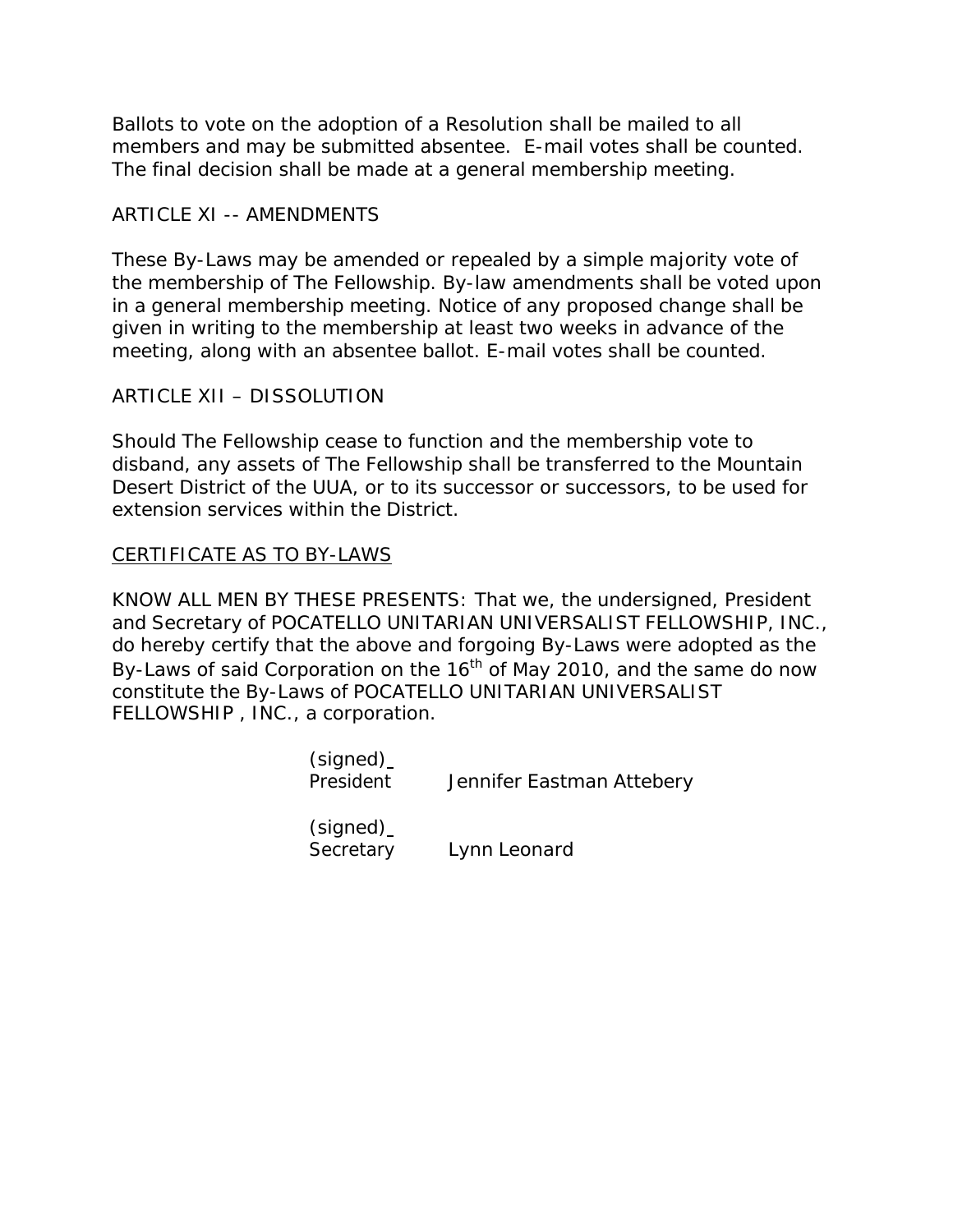Ballots to vote on the adoption of a Resolution shall be mailed to all members and may be submitted absentee. E-mail votes shall be counted. The final decision shall be made at a general membership meeting.

## ARTICLE XI -- AMENDMENTS

These By-Laws may be amended or repealed by a simple majority vote of the membership of The Fellowship. By-law amendments shall be voted upon in a general membership meeting. Notice of any proposed change shall be given in writing to the membership at least two weeks in advance of the meeting, along with an absentee ballot. E-mail votes shall be counted.

## ARTICLE XII – DISSOLUTION

Should The Fellowship cease to function and the membership vote to disband, any assets of The Fellowship shall be transferred to the Mountain Desert District of the UUA, or to its successor or successors, to be used for extension services within the District.

## CERTIFICATE AS TO BY-LAWS

KNOW ALL MEN BY THESE PRESENTS: That we, the undersigned, President and Secretary of POCATELLO UNITARIAN UNIVERSALIST FELLOWSHIP, INC., do hereby certify that the above and forgoing By-Laws were adopted as the By-Laws of said Corporation on the 16th of May 2010, and the same do now constitute the By-Laws of POCATELLO UNITARIAN UNIVERSALIST FELLOWSHIP , INC., a corporation.

(signed)
President Jennifer Eastman Attebery

(signed)
Secretary Lynn Leonard